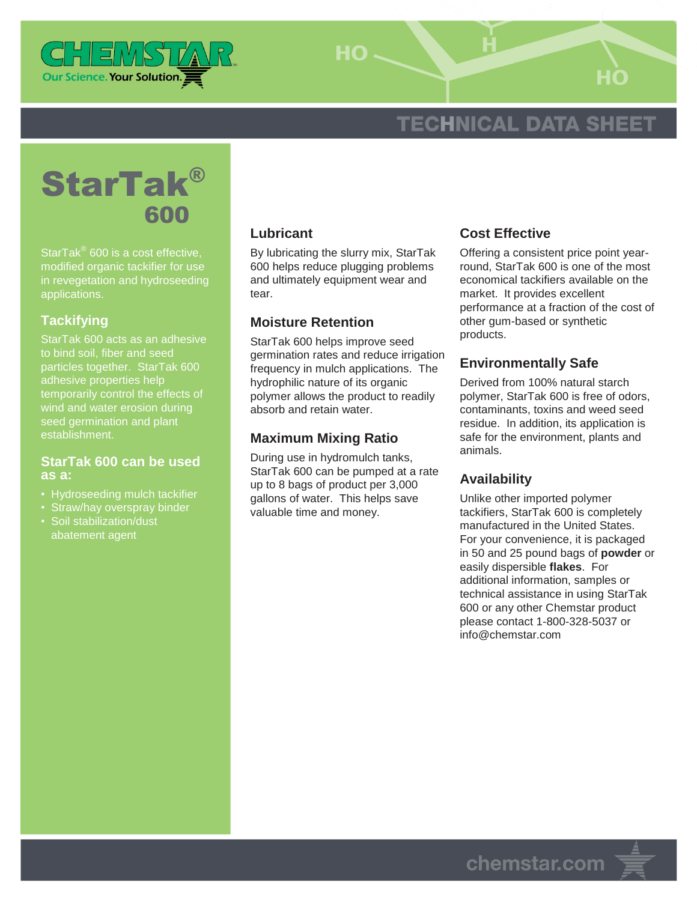# TECHNICAL DATA SHEET

# StarTak® 600

StarTak® 600 is a cost effective, modified organic tackifier for use in revegetation and hydroseeding applications.

## Tackifying

StarTak 600 acts as an adhesive to bind soil, fiber and seed particles together. StarTak 600 adhesive properties help temporarily control the effects of wind and water erosion during seed germination and plant establishment.

## StarTak 600 can be used as a:

- Hydroseeding mulch tackifier
- Straw/hay overspray binder
- Soil stabilization/dust abatement agent

## Lubricant

By lubricating the slurry mix, StarTak 600 helps reduce plugging problems and ultimately equipment wear and tear.

## Moisture Retention

StarTak 600 helps improve seed germination rates and reduce irrigation frequency in mulch applications. The hydrophilic nature of its organic polymer allows the product to readily absorb and retain water.

## Maximum Mixing Ratio

During use in hydromulch tanks, StarTak 600 can be pumped at a rate up to 8 bags of product per 3,000 gallons of water. This helps save valuable time and money.

## Cost Effective

Offering a consistent price point year-round, StarTak 600 is one of the most economical tackifiers available on the market. It provides excellent performance at a fraction of the cost of other gum-based or synthetic products.

## Environmentally Safe

Derived from 100% natural starch polymer, StarTak 600 is free of odors, contaminants, toxins and weed seed residue. In addition, its application is safe for the environment, plants and animals.

## Availability

Unlike other imported polymer tackifiers, StarTak 600 is completely manufactured in the United States. For your convenience, it is packaged in 50 and 25 pound bags of **powder** or easily dispersible **flakes**. For additional information, samples or technical assistance in using StarTak 600 or any other Chemstar product please contact 1-800-328-5037 or info@chemstar.com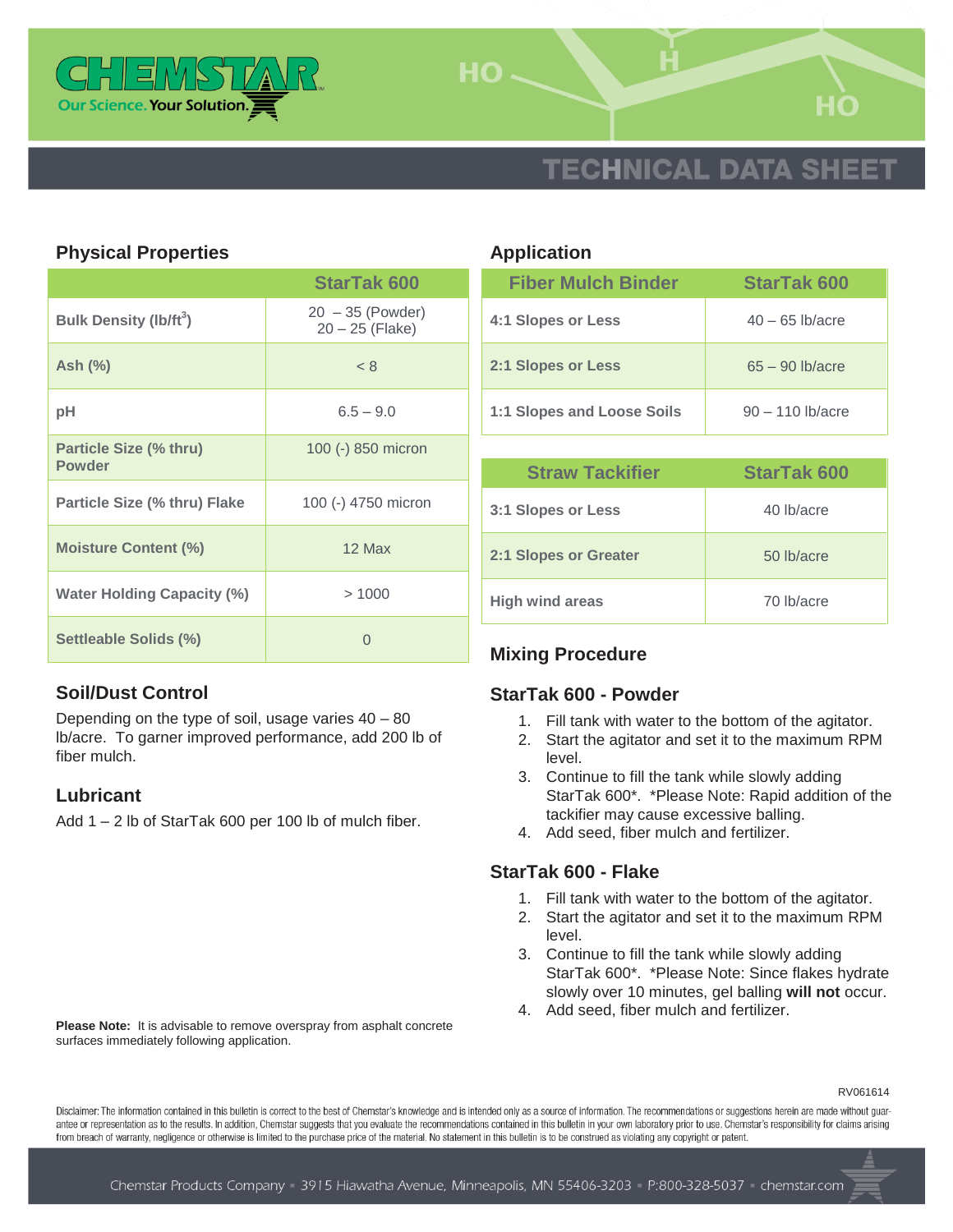# TECHNICAL DATA SHEET

## Physical Properties

| | StarTak 600 |
|---|---|
| Bulk Density (lb/ft$^3$) | 20 – 35 (Powder) 20 – 25 (Flake) |
| Ash (%) | < 8 |
| pH | 6.5 – 9.0 |
| Particle Size (% thru) Powder | 100 (-) 850 micron |
| Particle Size (% thru) Flake | 100 (-) 4750 micron |
| Moisture Content (%) | 12 Max |
| Water Holding Capacity (%) | > 1000 |
| Settleable Solids (%) | 0 |

## Soil/Dust Control

Depending on the type of soil, usage varies 40 – 80 lb/acre. To garner improved performance, add 200 lb of fiber mulch.

## Lubricant

Add 1 – 2 lb of StarTak 600 per 100 lb of mulch fiber.

**Please Note:** It is advisable to remove overspray from asphalt concrete surfaces immediately following application.

## Application

| Fiber Mulch Binder | StarTak 600 |
|---|---|
| 4:1 Slopes or Less | 40 – 65 lb/acre |
| 2:1 Slopes or Less | 65 – 90 lb/acre |
| 1:1 Slopes and Loose Soils | 90 – 110 lb/acre |

| Straw Tackifier | StarTak 600 |
|---|---|
| 3:1 Slopes or Less | 40 lb/acre |
| 2:1 Slopes or Greater | 50 lb/acre |
| High wind areas | 70 lb/acre |

## Mixing Procedure

### StarTak 600 - Powder

1. Fill tank with water to the bottom of the agitator.
2. Start the agitator and set it to the maximum RPM level.
3. Continue to fill the tank while slowly adding StarTak 600*. *Please Note: Rapid addition of the tackifier may cause excessive balling.
4. Add seed, fiber mulch and fertilizer.

### StarTak 600 - Flake

1. Fill tank with water to the bottom of the agitator.
2. Start the agitator and set it to the maximum RPM level.
3. Continue to fill the tank while slowly adding StarTak 600*. *Please Note: Since flakes hydrate slowly over 10 minutes, gel balling **will not** occur.
4. Add seed, fiber mulch and fertilizer.

RV061614

Disclaimer: The information contained in this bulletin is correct to the best of Chemstar's knowledge and is intended only as a source of information. The recommendations or suggestions herein are made without guarantee or representation as to the results. In addition, Chemstar suggests that you evaluate the recommendations contained in this bulletin in your own laboratory prior to use. Chemstar's responsibility for claims arising from breach of warranty, negligence or otherwise is limited to the purchase price of the material. No statement in this bulletin is to be construed as violating any copyright or patent.

Chemstar Products Company • 3915 Hiawatha Avenue, Minneapolis, MN 55406-3203 • P:800-328-5037 • chemstar.com